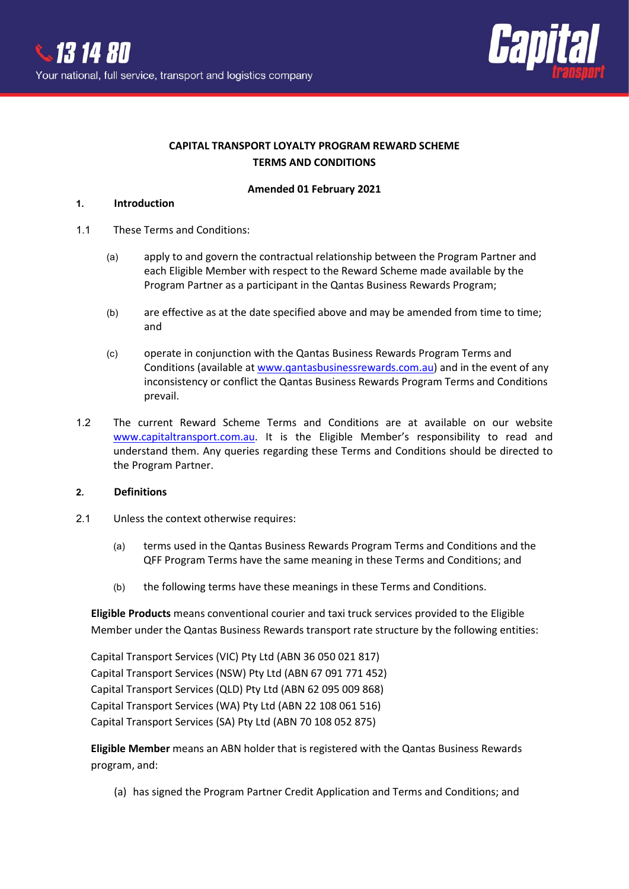**CAPITAL TRANSPORT LOYALTY PROGRAM REWARD SCHEME**
**TERMS AND CONDITIONS**

**Amended 01 February 2021**

## 1. Introduction

1.1 These Terms and Conditions:

(a) apply to and govern the contractual relationship between the Program Partner and each Eligible Member with respect to the Reward Scheme made available by the Program Partner as a participant in the Qantas Business Rewards Program;

(b) are effective as at the date specified above and may be amended from time to time; and

(c) operate in conjunction with the Qantas Business Rewards Program Terms and Conditions (available at www.qantasbusinessrewards.com.au) and in the event of any inconsistency or conflict the Qantas Business Rewards Program Terms and Conditions prevail.

1.2 The current Reward Scheme Terms and Conditions are at available on our website www.capitaltransport.com.au. It is the Eligible Member's responsibility to read and understand them. Any queries regarding these Terms and Conditions should be directed to the Program Partner.

## 2. Definitions

2.1 Unless the context otherwise requires:

(a) terms used in the Qantas Business Rewards Program Terms and Conditions and the QFF Program Terms have the same meaning in these Terms and Conditions; and

(b) the following terms have these meanings in these Terms and Conditions.

**Eligible Products** means conventional courier and taxi truck services provided to the Eligible Member under the Qantas Business Rewards transport rate structure by the following entities:

Capital Transport Services (VIC) Pty Ltd (ABN 36 050 021 817)
Capital Transport Services (NSW) Pty Ltd (ABN 67 091 771 452)
Capital Transport Services (QLD) Pty Ltd (ABN 62 095 009 868)
Capital Transport Services (WA) Pty Ltd (ABN 22 108 061 516)
Capital Transport Services (SA) Pty Ltd (ABN 70 108 052 875)

**Eligible Member** means an ABN holder that is registered with the Qantas Business Rewards program, and:

(a) has signed the Program Partner Credit Application and Terms and Conditions; and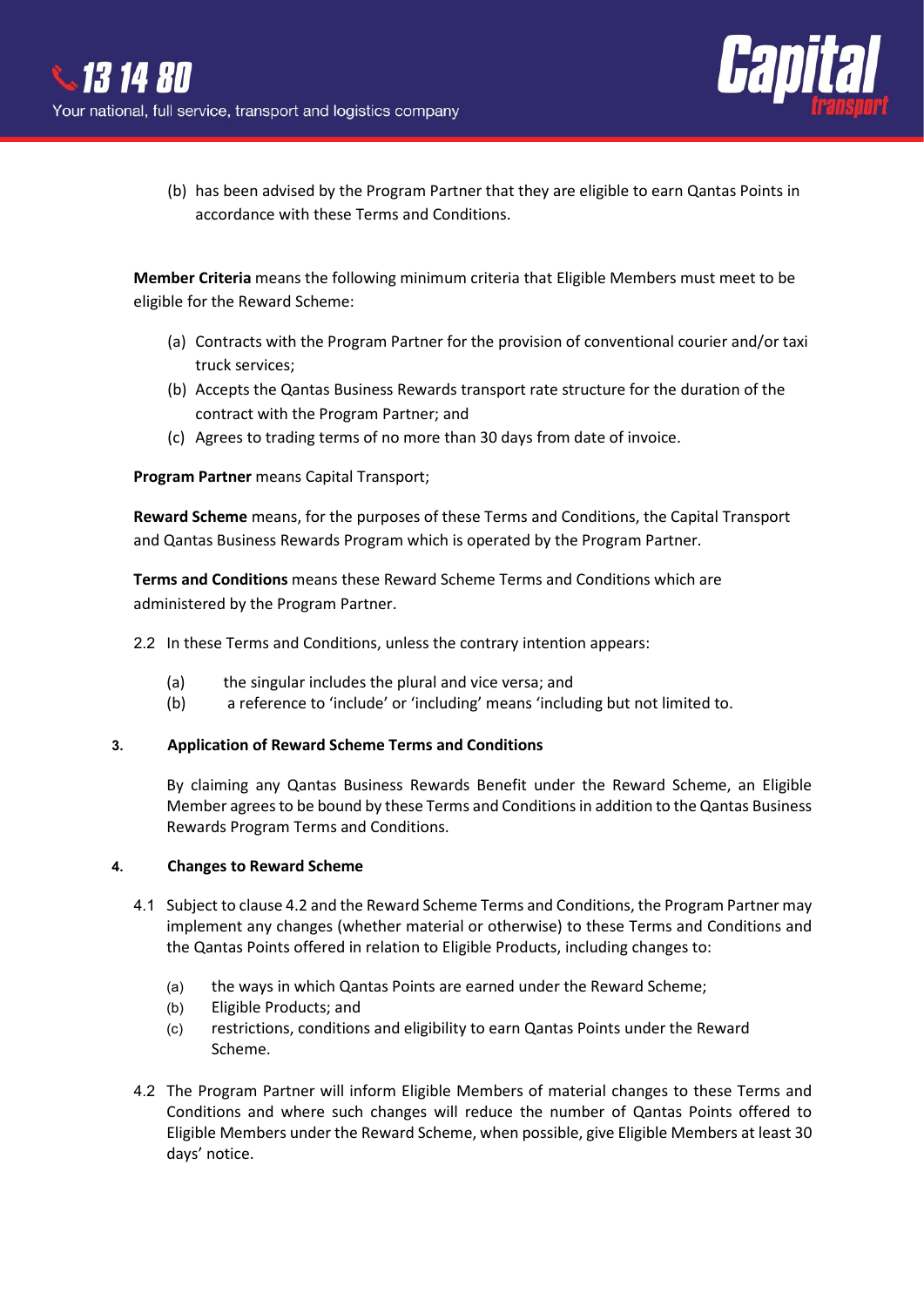(b) has been advised by the Program Partner that they are eligible to earn Qantas Points in accordance with these Terms and Conditions.

**Member Criteria** means the following minimum criteria that Eligible Members must meet to be eligible for the Reward Scheme:

(a) Contracts with the Program Partner for the provision of conventional courier and/or taxi truck services;
(b) Accepts the Qantas Business Rewards transport rate structure for the duration of the contract with the Program Partner; and
(c) Agrees to trading terms of no more than 30 days from date of invoice.

**Program Partner** means Capital Transport;

**Reward Scheme** means, for the purposes of these Terms and Conditions, the Capital Transport and Qantas Business Rewards Program which is operated by the Program Partner.

**Terms and Conditions** means these Reward Scheme Terms and Conditions which are administered by the Program Partner.

2.2 In these Terms and Conditions, unless the contrary intention appears:

(a) the singular includes the plural and vice versa; and
(b) a reference to 'include' or 'including' means 'including but not limited to.

## 3. Application of Reward Scheme Terms and Conditions

By claiming any Qantas Business Rewards Benefit under the Reward Scheme, an Eligible Member agrees to be bound by these Terms and Conditions in addition to the Qantas Business Rewards Program Terms and Conditions.

## 4. Changes to Reward Scheme

4.1 Subject to clause 4.2 and the Reward Scheme Terms and Conditions, the Program Partner may implement any changes (whether material or otherwise) to these Terms and Conditions and the Qantas Points offered in relation to Eligible Products, including changes to:

(a) the ways in which Qantas Points are earned under the Reward Scheme;
(b) Eligible Products; and
(c) restrictions, conditions and eligibility to earn Qantas Points under the Reward Scheme.

4.2 The Program Partner will inform Eligible Members of material changes to these Terms and Conditions and where such changes will reduce the number of Qantas Points offered to Eligible Members under the Reward Scheme, when possible, give Eligible Members at least 30 days' notice.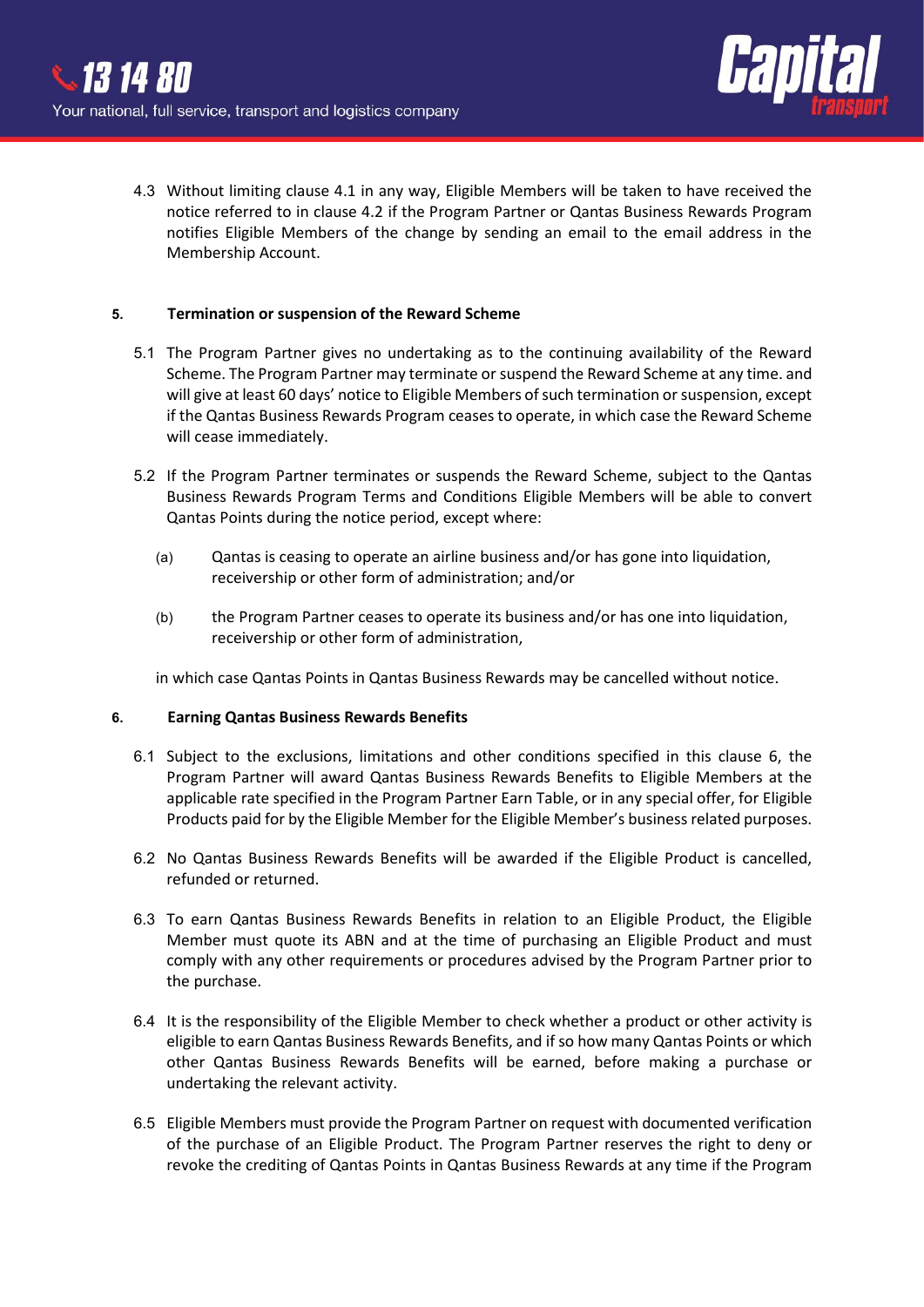4.3 Without limiting clause 4.1 in any way, Eligible Members will be taken to have received the notice referred to in clause 4.2 if the Program Partner or Qantas Business Rewards Program notifies Eligible Members of the change by sending an email to the email address in the Membership Account.

## 5. Termination or suspension of the Reward Scheme

5.1 The Program Partner gives no undertaking as to the continuing availability of the Reward Scheme. The Program Partner may terminate or suspend the Reward Scheme at any time. and will give at least 60 days' notice to Eligible Members of such termination or suspension, except if the Qantas Business Rewards Program ceases to operate, in which case the Reward Scheme will cease immediately.

5.2 If the Program Partner terminates or suspends the Reward Scheme, subject to the Qantas Business Rewards Program Terms and Conditions Eligible Members will be able to convert Qantas Points during the notice period, except where:

(a) Qantas is ceasing to operate an airline business and/or has gone into liquidation, receivership or other form of administration; and/or

(b) the Program Partner ceases to operate its business and/or has one into liquidation, receivership or other form of administration,

in which case Qantas Points in Qantas Business Rewards may be cancelled without notice.

## 6. Earning Qantas Business Rewards Benefits

6.1 Subject to the exclusions, limitations and other conditions specified in this clause 6, the Program Partner will award Qantas Business Rewards Benefits to Eligible Members at the applicable rate specified in the Program Partner Earn Table, or in any special offer, for Eligible Products paid for by the Eligible Member for the Eligible Member's business related purposes.

6.2 No Qantas Business Rewards Benefits will be awarded if the Eligible Product is cancelled, refunded or returned.

6.3 To earn Qantas Business Rewards Benefits in relation to an Eligible Product, the Eligible Member must quote its ABN and at the time of purchasing an Eligible Product and must comply with any other requirements or procedures advised by the Program Partner prior to the purchase.

6.4 It is the responsibility of the Eligible Member to check whether a product or other activity is eligible to earn Qantas Business Rewards Benefits, and if so how many Qantas Points or which other Qantas Business Rewards Benefits will be earned, before making a purchase or undertaking the relevant activity.

6.5 Eligible Members must provide the Program Partner on request with documented verification of the purchase of an Eligible Product. The Program Partner reserves the right to deny or revoke the crediting of Qantas Points in Qantas Business Rewards at any time if the Program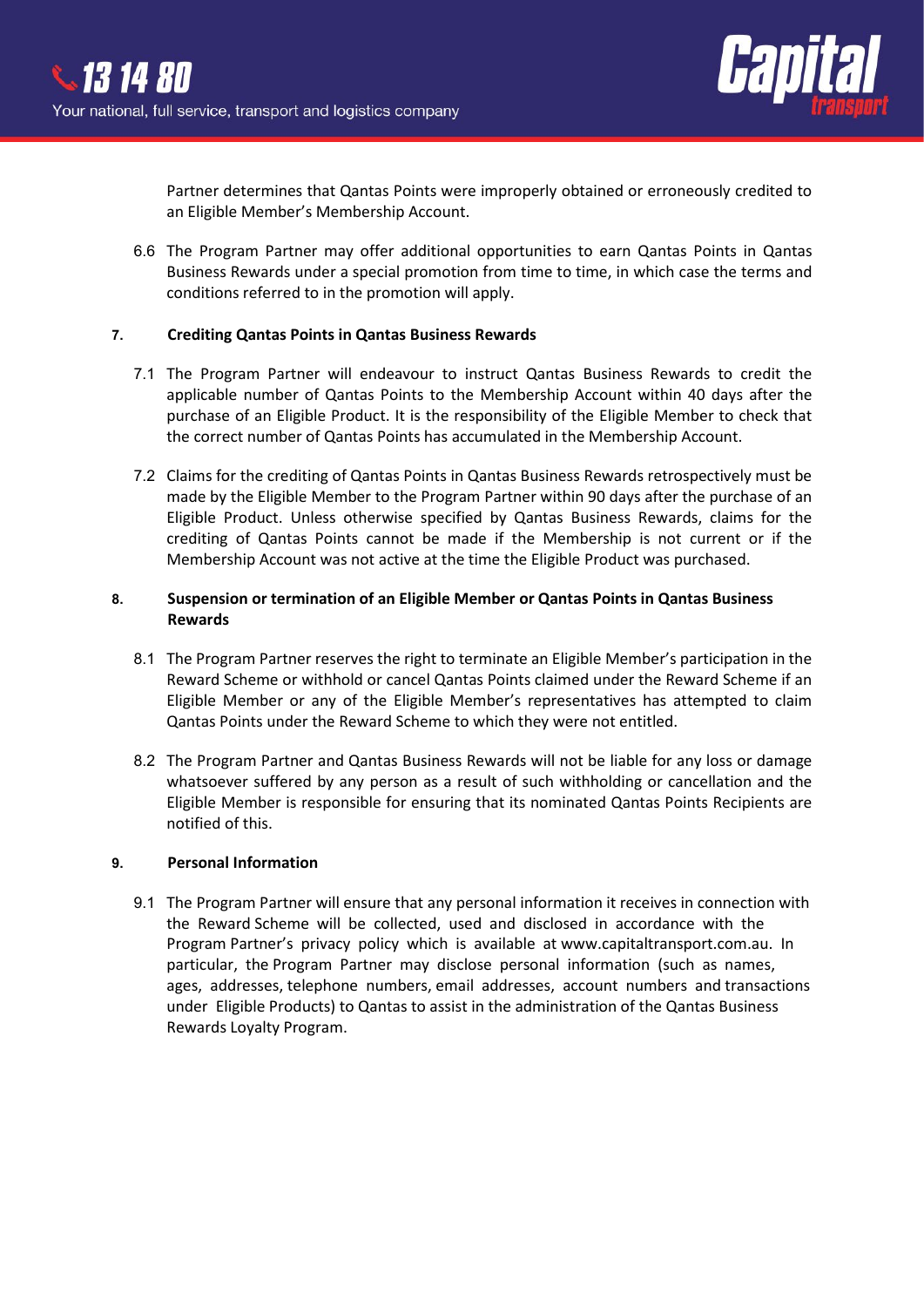Partner determines that Qantas Points were improperly obtained or erroneously credited to an Eligible Member's Membership Account.

6.6 The Program Partner may offer additional opportunities to earn Qantas Points in Qantas Business Rewards under a special promotion from time to time, in which case the terms and conditions referred to in the promotion will apply.

**7. Crediting Qantas Points in Qantas Business Rewards**

7.1 The Program Partner will endeavour to instruct Qantas Business Rewards to credit the applicable number of Qantas Points to the Membership Account within 40 days after the purchase of an Eligible Product. It is the responsibility of the Eligible Member to check that the correct number of Qantas Points has accumulated in the Membership Account.

7.2 Claims for the crediting of Qantas Points in Qantas Business Rewards retrospectively must be made by the Eligible Member to the Program Partner within 90 days after the purchase of an Eligible Product. Unless otherwise specified by Qantas Business Rewards, claims for the crediting of Qantas Points cannot be made if the Membership is not current or if the Membership Account was not active at the time the Eligible Product was purchased.

**8. Suspension or termination of an Eligible Member or Qantas Points in Qantas Business Rewards**

8.1 The Program Partner reserves the right to terminate an Eligible Member's participation in the Reward Scheme or withhold or cancel Qantas Points claimed under the Reward Scheme if an Eligible Member or any of the Eligible Member's representatives has attempted to claim Qantas Points under the Reward Scheme to which they were not entitled.

8.2 The Program Partner and Qantas Business Rewards will not be liable for any loss or damage whatsoever suffered by any person as a result of such withholding or cancellation and the Eligible Member is responsible for ensuring that its nominated Qantas Points Recipients are notified of this.

**9. Personal Information**

9.1 The Program Partner will ensure that any personal information it receives in connection with the Reward Scheme will be collected, used and disclosed in accordance with the Program Partner's privacy policy which is available at www.capitaltransport.com.au. In particular, the Program Partner may disclose personal information (such as names, ages, addresses, telephone numbers, email addresses, account numbers and transactions under Eligible Products) to Qantas to assist in the administration of the Qantas Business Rewards Loyalty Program.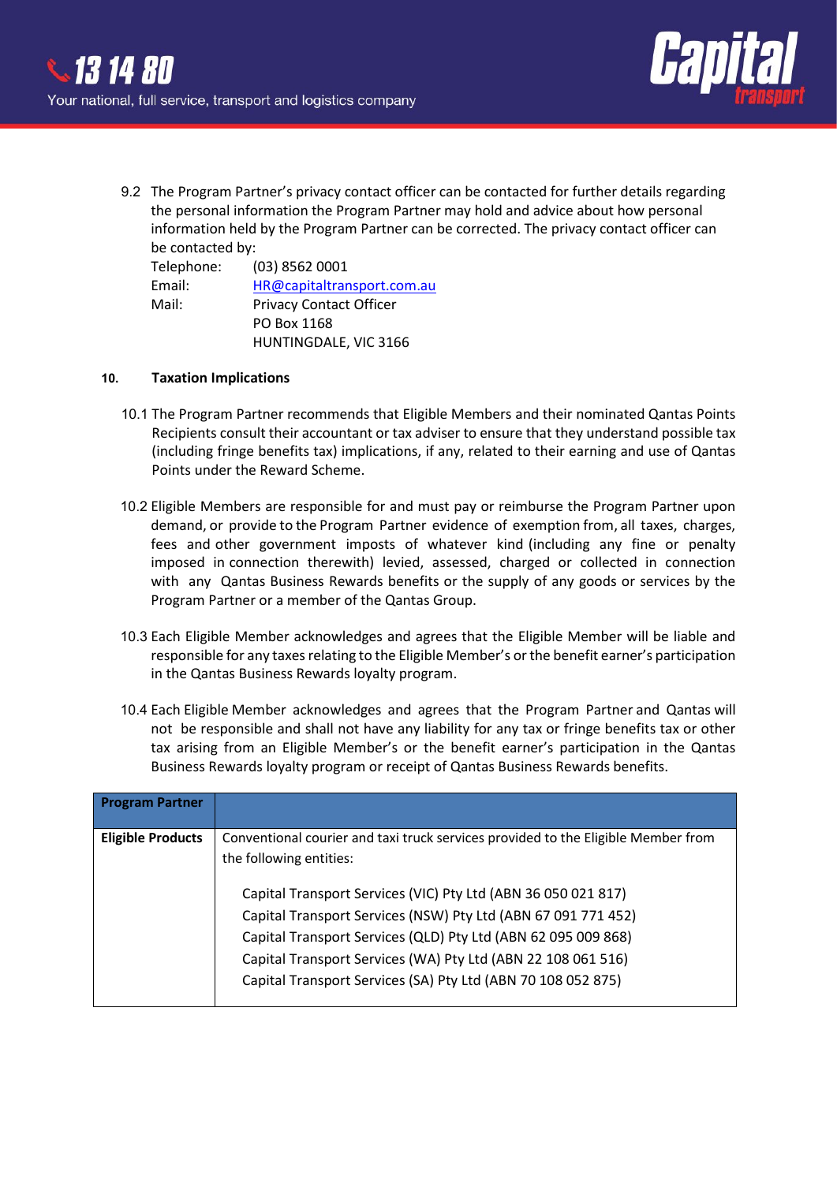9.2 The Program Partner's privacy contact officer can be contacted for further details regarding the personal information the Program Partner may hold and advice about how personal information held by the Program Partner can be corrected. The privacy contact officer can be contacted by:

Telephone: (03) 8562 0001
Email: HR@capitaltransport.com.au
Mail: Privacy Contact Officer
PO Box 1168
HUNTINGDALE, VIC 3166

## 10. Taxation Implications

10.1 The Program Partner recommends that Eligible Members and their nominated Qantas Points Recipients consult their accountant or tax adviser to ensure that they understand possible tax (including fringe benefits tax) implications, if any, related to their earning and use of Qantas Points under the Reward Scheme.

10.2 Eligible Members are responsible for and must pay or reimburse the Program Partner upon demand, or provide to the Program Partner evidence of exemption from, all taxes, charges, fees and other government imposts of whatever kind (including any fine or penalty imposed in connection therewith) levied, assessed, charged or collected in connection with any Qantas Business Rewards benefits or the supply of any goods or services by the Program Partner or a member of the Qantas Group.

10.3 Each Eligible Member acknowledges and agrees that the Eligible Member will be liable and responsible for any taxes relating to the Eligible Member's or the benefit earner's participation in the Qantas Business Rewards loyalty program.

10.4 Each Eligible Member acknowledges and agrees that the Program Partner and Qantas will not be responsible and shall not have any liability for any tax or fringe benefits tax or other tax arising from an Eligible Member's or the benefit earner's participation in the Qantas Business Rewards loyalty program or receipt of Qantas Business Rewards benefits.

| **Program Partner** | |
|---|---|
| **Eligible Products** | Conventional courier and taxi truck services provided to the Eligible Member from the following entities:<br><br>Capital Transport Services (VIC) Pty Ltd (ABN 36 050 021 817)<br>Capital Transport Services (NSW) Pty Ltd (ABN 67 091 771 452)<br>Capital Transport Services (QLD) Pty Ltd (ABN 62 095 009 868)<br>Capital Transport Services (WA) Pty Ltd (ABN 22 108 061 516)<br>Capital Transport Services (SA) Pty Ltd (ABN 70 108 052 875) |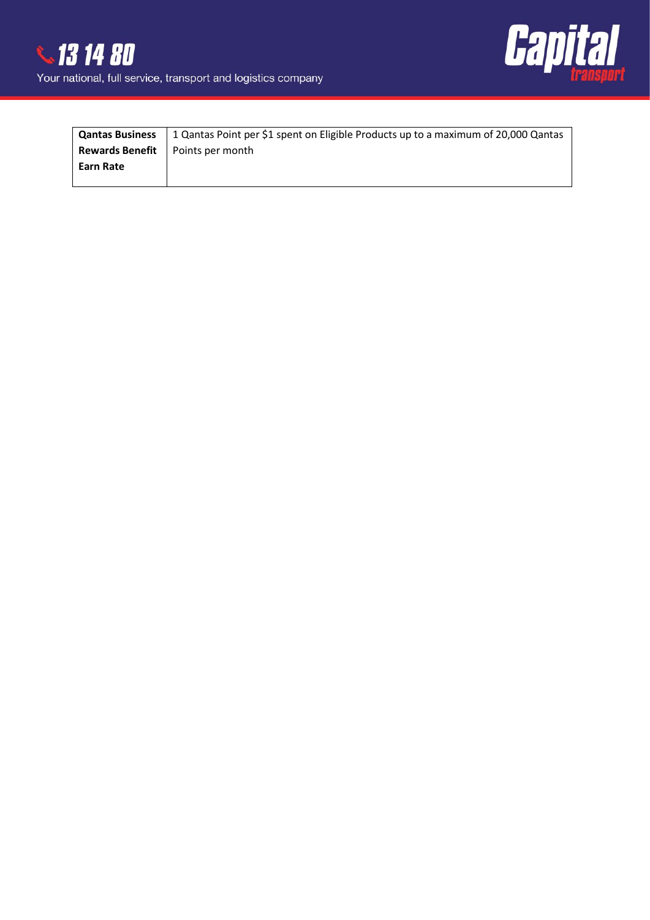| | |
|---|---|
| **Qantas Business Rewards Benefit Earn Rate** | 1 Qantas Point per $1 spent on Eligible Products up to a maximum of 20,000 Qantas Points per month |